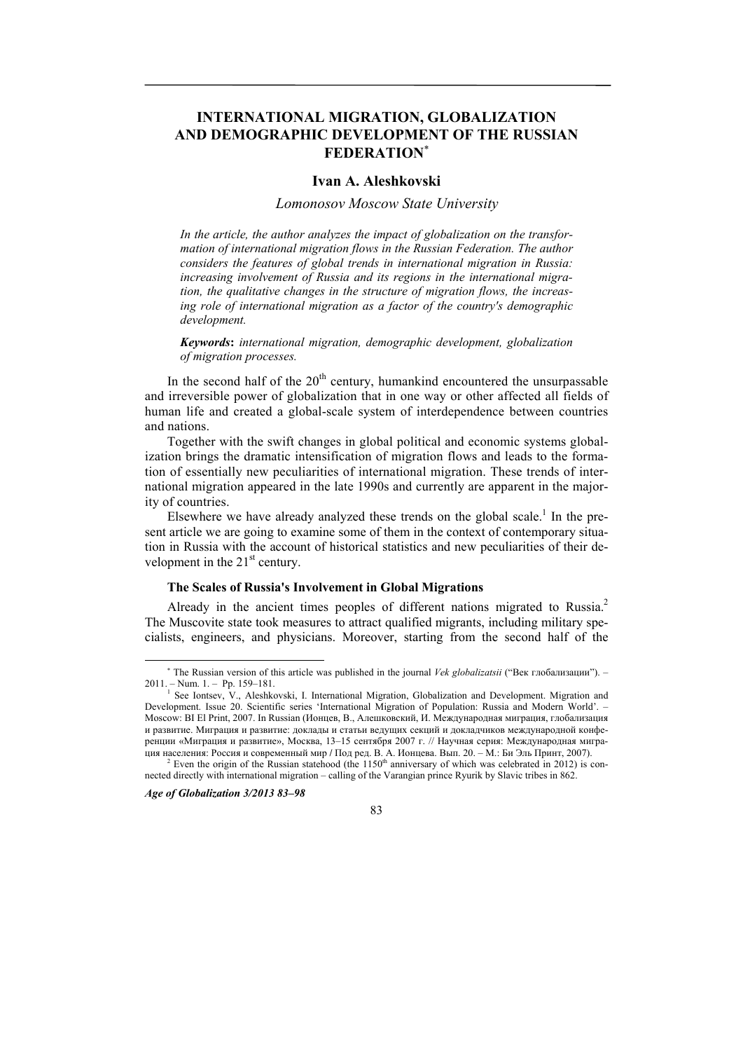# INTERNATIONAL MIGRATION, GLOBALIZATION AND DEMOGRAPHIC DEVELOPMENT OF THE RUSSIAN FEDERATION[*]

**Ivan A. Aleshkovski**

*Lomonosov Moscow State University*

*In the article, the author analyzes the impact of globalization on the transformation of international migration flows in the Russian Federation. The author considers the features of global trends in international migration in Russia: increasing involvement of Russia and its regions in the international migration, the qualitative changes in the structure of migration flows, the increasing role of international migration as a factor of the country's demographic development.*

***Keywords*: *international migration, demographic development, globalization of migration processes.***

In the second half of the 20th century, humankind encountered the unsurpassable and irreversible power of globalization that in one way or other affected all fields of human life and created a global-scale system of interdependence between countries and nations.

Together with the swift changes in global political and economic systems globalization brings the dramatic intensification of migration flows and leads to the formation of essentially new peculiarities of international migration. These trends of international migration appeared in the late 1990s and currently are apparent in the majority of countries.

Elsewhere we have already analyzed these trends on the global scale.[1] In the present article we are going to examine some of them in the context of contemporary situation in Russia with the account of historical statistics and new peculiarities of their development in the 21st century.

### The Scales of Russia's Involvement in Global Migrations

Already in the ancient times peoples of different nations migrated to Russia.[2] The Muscovite state took measures to attract qualified migrants, including military specialists, engineers, and physicians. Moreover, starting from the second half of the

---

[*] The Russian version of this article was published in the journal *Vek globalizatsii* ("Век глобализации"). – 2011. – Num. 1. – Pp. 159–181.

[1] See Iontsev, V., Aleshkovski, I. International Migration, Globalization and Development. Migration and Development. Issue 20. Scientific series 'International Migration of Population: Russia and Modern World'. – Moscow: BI El Print, 2007. In Russian (Ионцев, В., Алешковский, И. Международная миграция, глобализация и развитие. Миграция и развитие: доклады и статьи ведущих секций и докладчиков международной конференции «Миграция и развитие», Москва, 13–15 сентября 2007 г. // Научная серия: Международная миграция населения: Россия и современный мир / Под ред. В. А. Ионцева. Вып. 20. – М.: Би Эль Принт, 2007).

[2] Even the origin of the Russian statehood (the 1150th anniversary of which was celebrated in 2012) is connected directly with international migration – calling of the Varangian prince Ryurik by Slavic tribes in 862.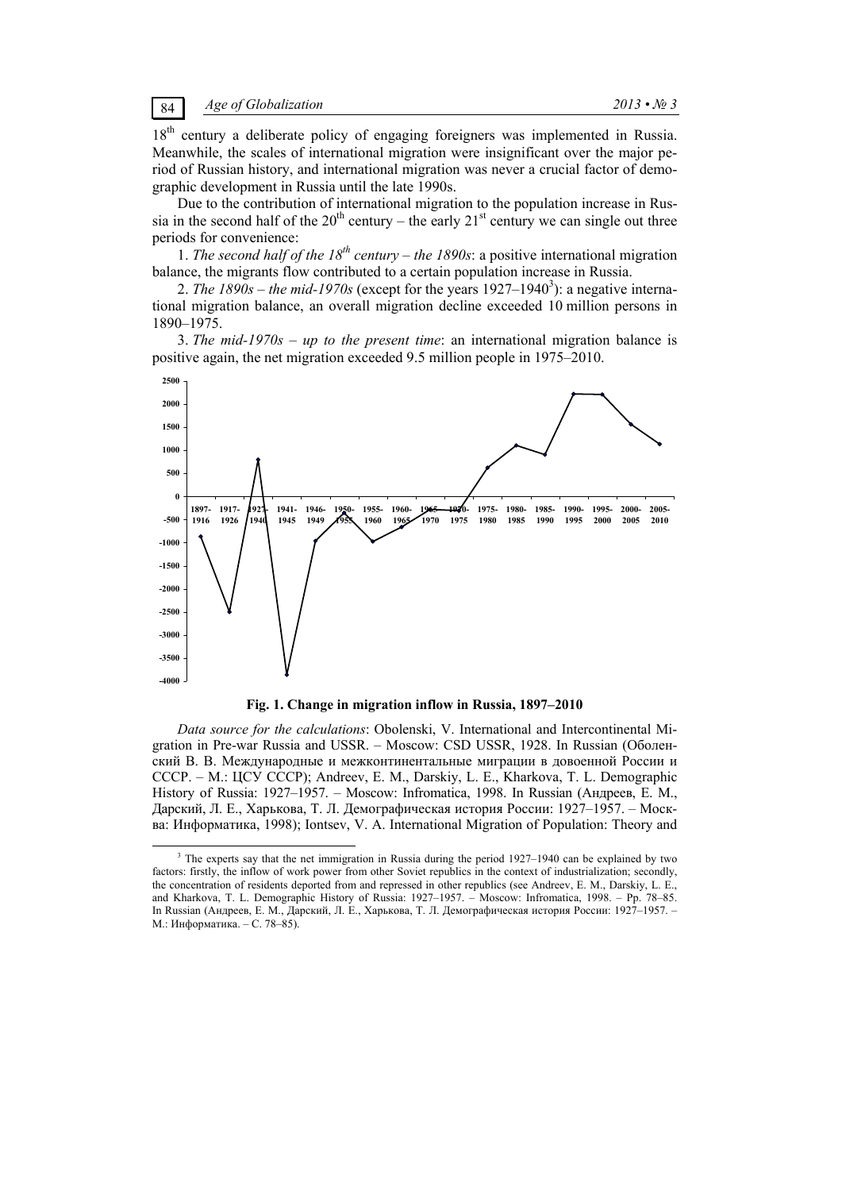18th century a deliberate policy of engaging foreigners was implemented in Russia. Meanwhile, the scales of international migration were insignificant over the major period of Russian history, and international migration was never a crucial factor of demographic development in Russia until the late 1990s.

Due to the contribution of international migration to the population increase in Russia in the second half of the 20th century – the early 21st century we can single out three periods for convenience:

1. *The second half of the 18th century – the 1890s*: a positive international migration balance, the migrants flow contributed to a certain population increase in Russia.

2. *The 1890s – the mid-1970s* (except for the years 1927–1940[3]): a negative international migration balance, an overall migration decline exceeded 10 million persons in 1890–1975.

3. *The mid-1970s – up to the present time*: an international migration balance is positive again, the net migration exceeded 9.5 million people in 1975–2010.

**Fig. 1. Change in migration inflow in Russia, 1897–2010**

*Data source for the calculations*: Obolenski, V. International and Intercontinental Migration in Pre-war Russia and USSR. – Moscow: CSD USSR, 1928. In Russian (Оболенский В. В. Международные и межконтинентальные миграции в довоенной России и СССР. – М.: ЦСУ СССР); Andreev, E. M., Darskiy, L. E., Kharkova, T. L. Demographic History of Russia: 1927–1957. – Moscow: Infromatica, 1998. In Russian (Андреев, Е. М., Дарский, Л. Е., Харькова, Т. Л. Демографическая история России: 1927–1957. – Москва: Информатика, 1998); Iontsev, V. A. International Migration of Population: Theory and

[3] The experts say that the net immigration in Russia during the period 1927–1940 can be explained by two factors: firstly, the inflow of work power from other Soviet republics in the context of industrialization; secondly, the concentration of residents deported from and repressed in other republics (see Andreev, E. M., Darskiy, L. E., and Kharkova, T. L. Demographic History of Russia: 1927–1957. – Moscow: Infromatica, 1998. – Pp. 78–85. In Russian (Андреев, Е. М., Дарский, Л. Е., Харькова, Т. Л. Демографическая история России: 1927–1957. – М.: Информатика. – С. 78–85).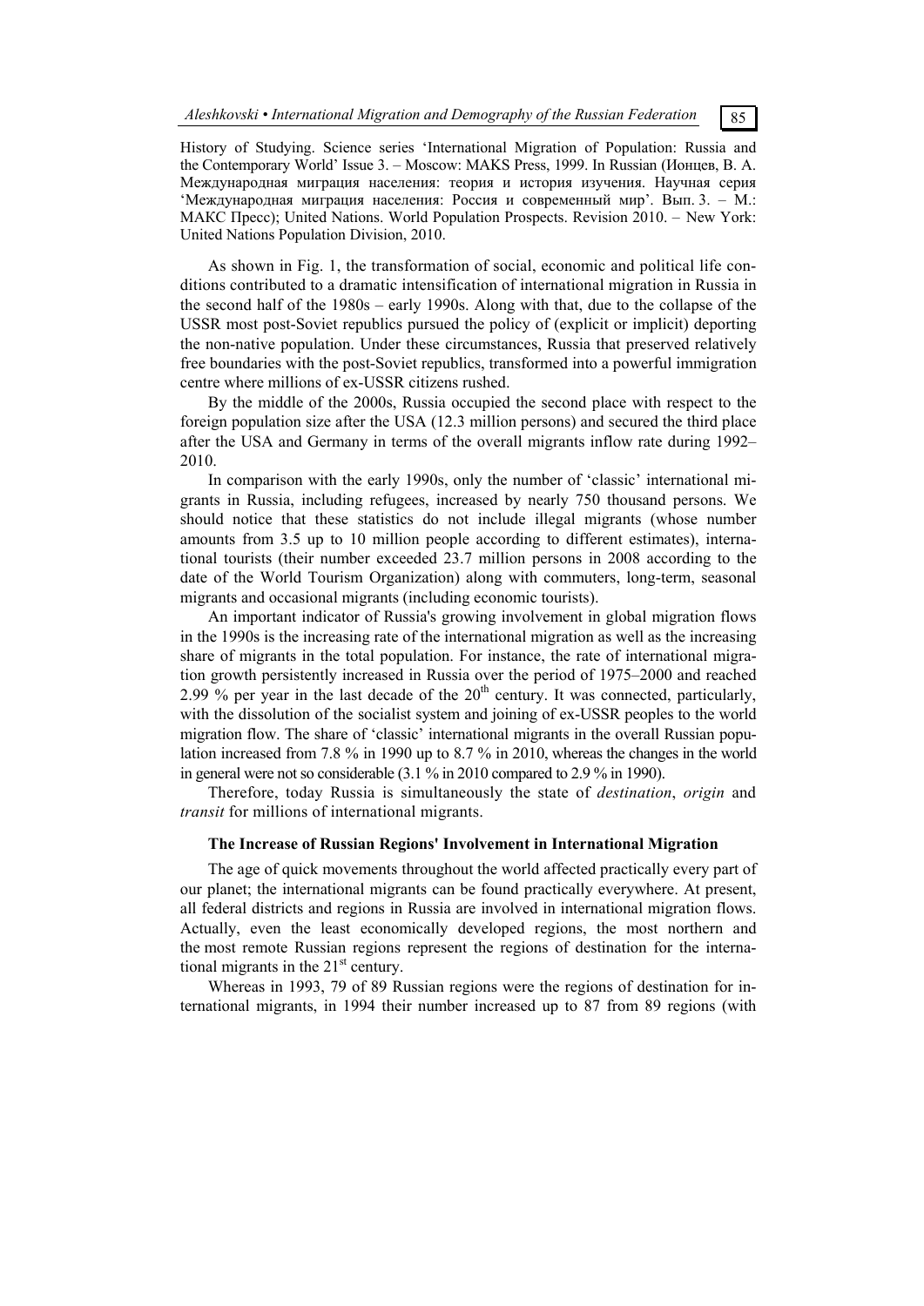History of Studying. Science series 'International Migration of Population: Russia and the Contemporary World' Issue 3. – Moscow: MAKS Press, 1999. In Russian (Ионцев, В. А. Международная миграция населения: теория и история изучения. Научная серия 'Международная миграция населения: Россия и современный мир'. Вып. 3. – М.: МАКС Пресс); United Nations. World Population Prospects. Revision 2010. – New York: United Nations Population Division, 2010.

As shown in Fig. 1, the transformation of social, economic and political life conditions contributed to a dramatic intensification of international migration in Russia in the second half of the 1980s – early 1990s. Along with that, due to the collapse of the USSR most post-Soviet republics pursued the policy of (explicit or implicit) deporting the non-native population. Under these circumstances, Russia that preserved relatively free boundaries with the post-Soviet republics, transformed into a powerful immigration centre where millions of ex-USSR citizens rushed.

By the middle of the 2000s, Russia occupied the second place with respect to the foreign population size after the USA (12.3 million persons) and secured the third place after the USA and Germany in terms of the overall migrants inflow rate during 1992–2010.

In comparison with the early 1990s, only the number of 'classic' international migrants in Russia, including refugees, increased by nearly 750 thousand persons. We should notice that these statistics do not include illegal migrants (whose number amounts from 3.5 up to 10 million people according to different estimates), international tourists (their number exceeded 23.7 million persons in 2008 according to the date of the World Tourism Organization) along with commuters, long-term, seasonal migrants and occasional migrants (including economic tourists).

An important indicator of Russia's growing involvement in global migration flows in the 1990s is the increasing rate of the international migration as well as the increasing share of migrants in the total population. For instance, the rate of international migration growth persistently increased in Russia over the period of 1975–2000 and reached 2.99 % per year in the last decade of the 20th century. It was connected, particularly, with the dissolution of the socialist system and joining of ex-USSR peoples to the world migration flow. The share of 'classic' international migrants in the overall Russian population increased from 7.8 % in 1990 up to 8.7 % in 2010, whereas the changes in the world in general were not so considerable (3.1 % in 2010 compared to 2.9 % in 1990).

Therefore, today Russia is simultaneously the state of *destination*, *origin* and *transit* for millions of international migrants.

### The Increase of Russian Regions' Involvement in International Migration

The age of quick movements throughout the world affected practically every part of our planet; the international migrants can be found practically everywhere. At present, all federal districts and regions in Russia are involved in international migration flows. Actually, even the least economically developed regions, the most northern and the most remote Russian regions represent the regions of destination for the international migrants in the 21st century.

Whereas in 1993, 79 of 89 Russian regions were the regions of destination for international migrants, in 1994 their number increased up to 87 from 89 regions (with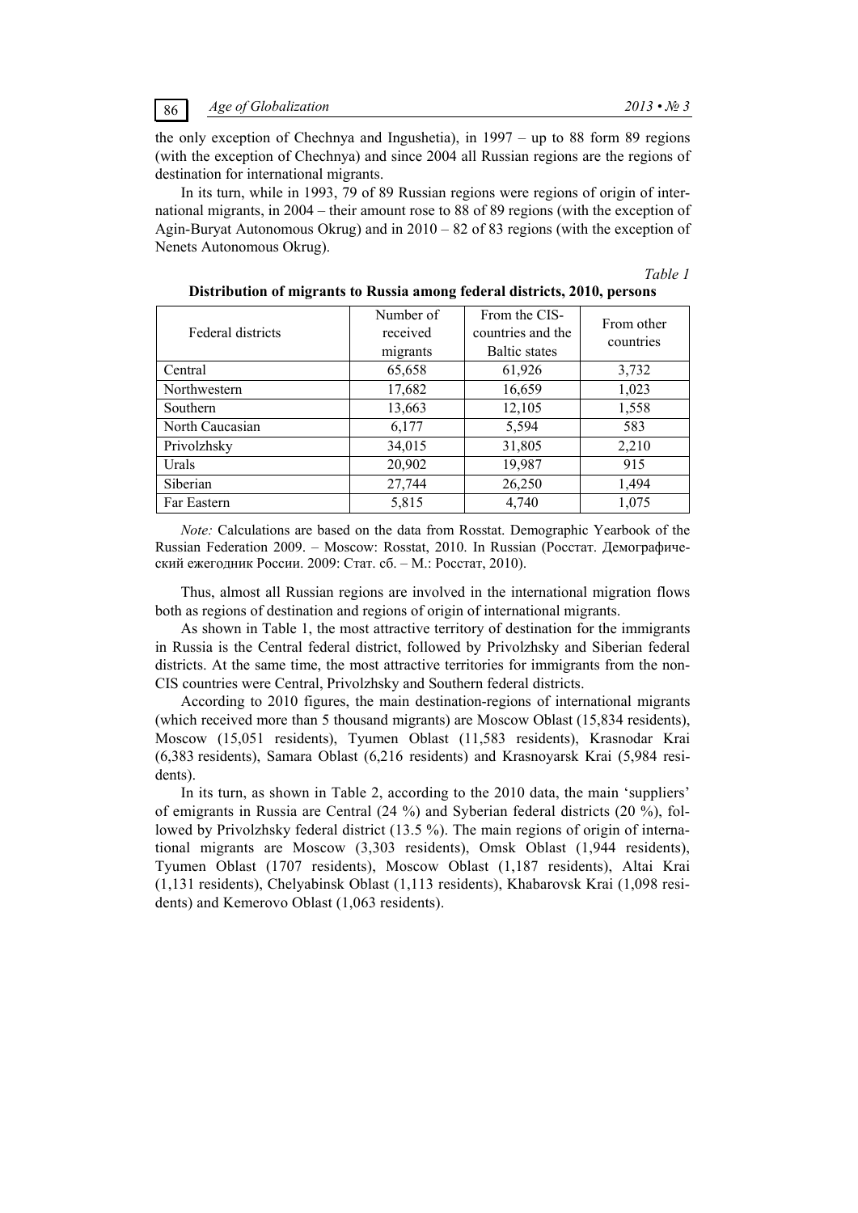the only exception of Chechnya and Ingushetia), in 1997 – up to 88 form 89 regions (with the exception of Chechnya) and since 2004 all Russian regions are the regions of destination for international migrants.

In its turn, while in 1993, 79 of 89 Russian regions were regions of origin of international migrants, in 2004 – their amount rose to 88 of 89 regions (with the exception of Agin-Buryat Autonomous Okrug) and in 2010 – 82 of 83 regions (with the exception of Nenets Autonomous Okrug).

*Table 1*

**Distribution of migrants to Russia among federal districts, 2010, persons**

| Federal districts | Number of received migrants | From the CIS-countries and the Baltic states | From other countries |
|---|---|---|---|
| Central | 65,658 | 61,926 | 3,732 |
| Northwestern | 17,682 | 16,659 | 1,023 |
| Southern | 13,663 | 12,105 | 1,558 |
| North Caucasian | 6,177 | 5,594 | 583 |
| Privolzhsky | 34,015 | 31,805 | 2,210 |
| Urals | 20,902 | 19,987 | 915 |
| Siberian | 27,744 | 26,250 | 1,494 |
| Far Eastern | 5,815 | 4,740 | 1,075 |

*Note:* Calculations are based on the data from Rosstat. Demographic Yearbook of the Russian Federation 2009. – Moscow: Rosstat, 2010. In Russian (Росстат. Демографический ежегодник России. 2009: Стат. сб. – М.: Росстат, 2010).

Thus, almost all Russian regions are involved in the international migration flows both as regions of destination and regions of origin of international migrants.

As shown in Table 1, the most attractive territory of destination for the immigrants in Russia is the Central federal district, followed by Privolzhsky and Siberian federal districts. At the same time, the most attractive territories for immigrants from the non-CIS countries were Central, Privolzhsky and Southern federal districts.

According to 2010 figures, the main destination-regions of international migrants (which received more than 5 thousand migrants) are Moscow Oblast (15,834 residents), Moscow (15,051 residents), Tyumen Oblast (11,583 residents), Krasnodar Krai (6,383 residents), Samara Oblast (6,216 residents) and Krasnoyarsk Krai (5,984 residents).

In its turn, as shown in Table 2, according to the 2010 data, the main 'suppliers' of emigrants in Russia are Central (24 %) and Syberian federal districts (20 %), followed by Privolzhsky federal district (13.5 %). The main regions of origin of international migrants are Moscow (3,303 residents), Omsk Oblast (1,944 residents), Tyumen Oblast (1707 residents), Moscow Oblast (1,187 residents), Altai Krai (1,131 residents), Chelyabinsk Oblast (1,113 residents), Khabarovsk Krai (1,098 residents) and Kemerovo Oblast (1,063 residents).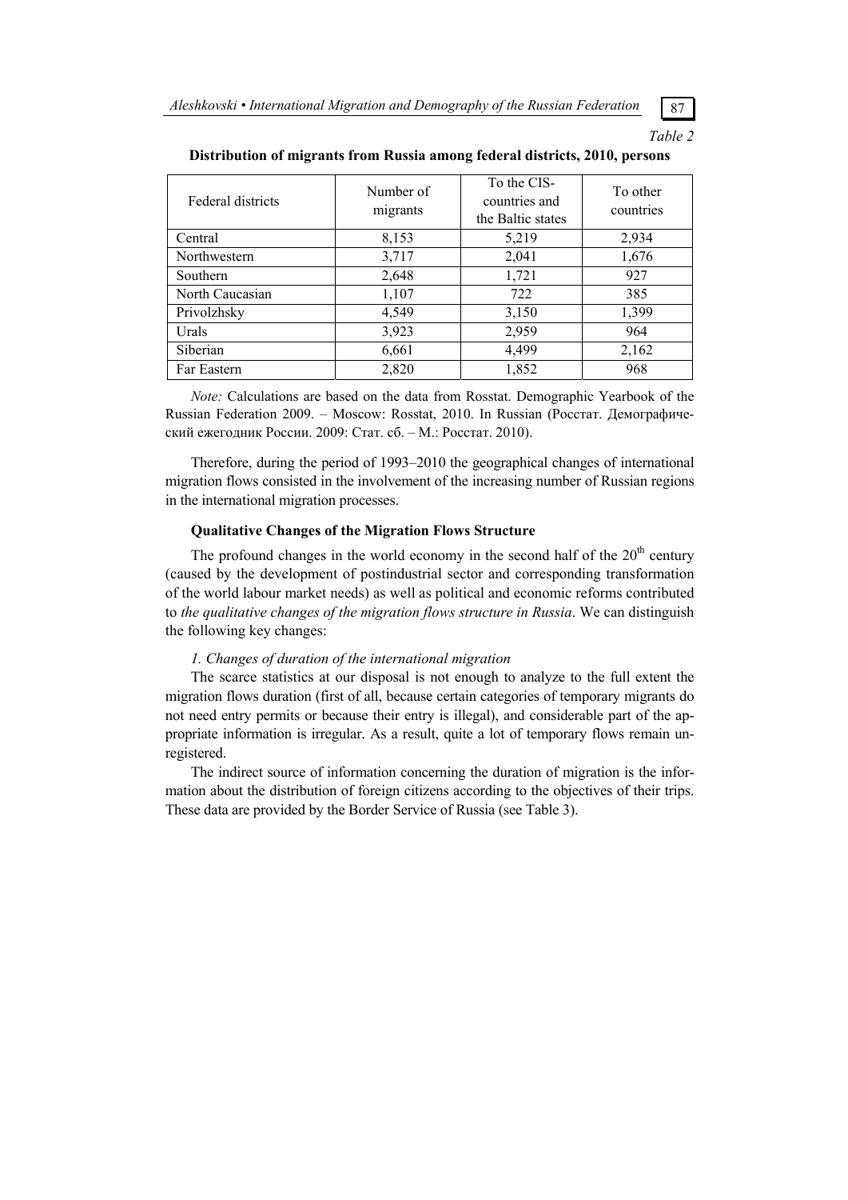*Table 2*

**Distribution of migrants from Russia among federal districts, 2010, persons**

| Federal districts | Number of migrants | To the CIS-countries and the Baltic states | To other countries |
|---|---|---|---|
| Central | 8,153 | 5,219 | 2,934 |
| Northwestern | 3,717 | 2,041 | 1,676 |
| Southern | 2,648 | 1,721 | 927 |
| North Caucasian | 1,107 | 722 | 385 |
| Privolzhsky | 4,549 | 3,150 | 1,399 |
| Urals | 3,923 | 2,959 | 964 |
| Siberian | 6,661 | 4,499 | 2,162 |
| Far Eastern | 2,820 | 1,852 | 968 |

*Note:* Calculations are based on the data from Rosstat. Demographic Yearbook of the Russian Federation 2009. – Moscow: Rosstat, 2010. In Russian (Росстат. Демографический ежегодник России. 2009: Стат. сб. – М.: Росстат. 2010).

Therefore, during the period of 1993–2010 the geographical changes of international migration flows consisted in the involvement of the increasing number of Russian regions in the international migration processes.

### Qualitative Changes of the Migration Flows Structure

The profound changes in the world economy in the second half of the 20th century (caused by the development of postindustrial sector and corresponding transformation of the world labour market needs) as well as political and economic reforms contributed to *the qualitative changes of the migration flows structure in Russia*. We can distinguish the following key changes:

*1. Changes of duration of the international migration*

The scarce statistics at our disposal is not enough to analyze to the full extent the migration flows duration (first of all, because certain categories of temporary migrants do not need entry permits or because their entry is illegal), and considerable part of the appropriate information is irregular. As a result, quite a lot of temporary flows remain unregistered.

The indirect source of information concerning the duration of migration is the information about the distribution of foreign citizens according to the objectives of their trips. These data are provided by the Border Service of Russia (see Table 3).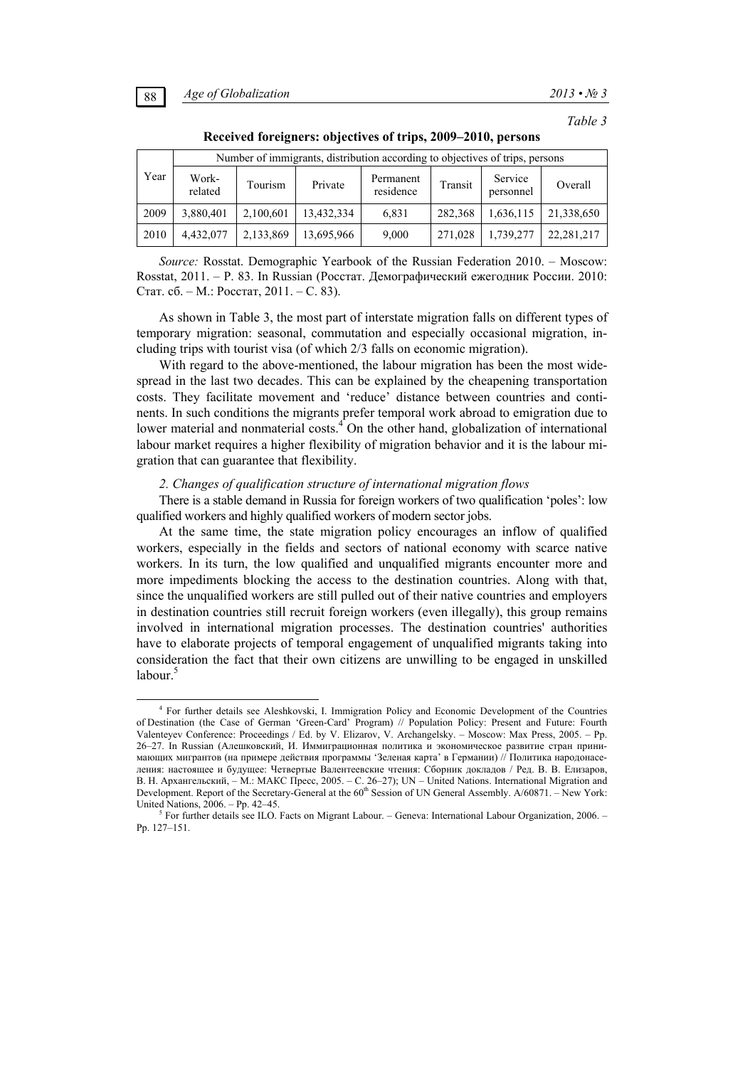*Table 3*

**Received foreigners: objectives of trips, 2009–2010, persons**

| Year | Number of immigrants, distribution according to objectives of trips, persons | | | | | | |
|---|---|---|---|---|---|---|---|
| | Work-related | Tourism | Private | Permanent residence | Transit | Service personnel | Overall |
| 2009 | 3,880,401 | 2,100,601 | 13,432,334 | 6,831 | 282,368 | 1,636,115 | 21,338,650 |
| 2010 | 4,432,077 | 2,133,869 | 13,695,966 | 9,000 | 271,028 | 1,739,277 | 22,281,217 |

*Source:* Rosstat. Demographic Yearbook of the Russian Federation 2010. – Moscow: Rosstat, 2011. – P. 83. In Russian (Росстат. Демографический ежегодник России. 2010: Стат. сб. – М.: Росстат, 2011. – С. 83).

As shown in Table 3, the most part of interstate migration falls on different types of temporary migration: seasonal, commutation and especially occasional migration, including trips with tourist visa (of which 2/3 falls on economic migration).

With regard to the above-mentioned, the labour migration has been the most widespread in the last two decades. This can be explained by the cheapening transportation costs. They facilitate movement and 'reduce' distance between countries and continents. In such conditions the migrants prefer temporal work abroad to emigration due to lower material and nonmaterial costs.[4] On the other hand, globalization of international labour market requires a higher flexibility of migration behavior and it is the labour migration that can guarantee that flexibility.

*2. Changes of qualification structure of international migration flows*

There is a stable demand in Russia for foreign workers of two qualification 'poles': low qualified workers and highly qualified workers of modern sector jobs.

At the same time, the state migration policy encourages an inflow of qualified workers, especially in the fields and sectors of national economy with scarce native workers. In its turn, the low qualified and unqualified migrants encounter more and more impediments blocking the access to the destination countries. Along with that, since the unqualified workers are still pulled out of their native countries and employers in destination countries still recruit foreign workers (even illegally), this group remains involved in international migration processes. The destination countries' authorities have to elaborate projects of temporal engagement of unqualified migrants taking into consideration the fact that their own citizens are unwilling to be engaged in unskilled labour.[5]

---

[4] For further details see Aleshkovski, I. Immigration Policy and Economic Development of the Countries of Destination (the Case of German 'Green-Card' Program) // Population Policy: Present and Future: Fourth Valenteyev Conference: Proceedings / Ed. by V. Elizarov, V. Archangelsky. – Moscow: Max Press, 2005. – Pp. 26–27. In Russian (Алешковский, И. Иммиграционная политика и экономическое развитие стран принимающих мигрантов (на примере действия программы 'Зеленая карта' в Германии) // Политика народонаселения: настоящее и будущее: Четвертые Валентеевские чтения: Сборник докладов / Ред. В. В. Елизаров, В. Н. Архангельский, – М.: МАКС Пресс, 2005. – С. 26–27); UN – United Nations. International Migration and Development. Report of the Secretary-General at the 60th Session of UN General Assembly. A/60871. – New York: United Nations, 2006. – Pp. 42–45.

[5] For further details see ILO. Facts on Migrant Labour. – Geneva: International Labour Organization, 2006. – Pp. 127–151.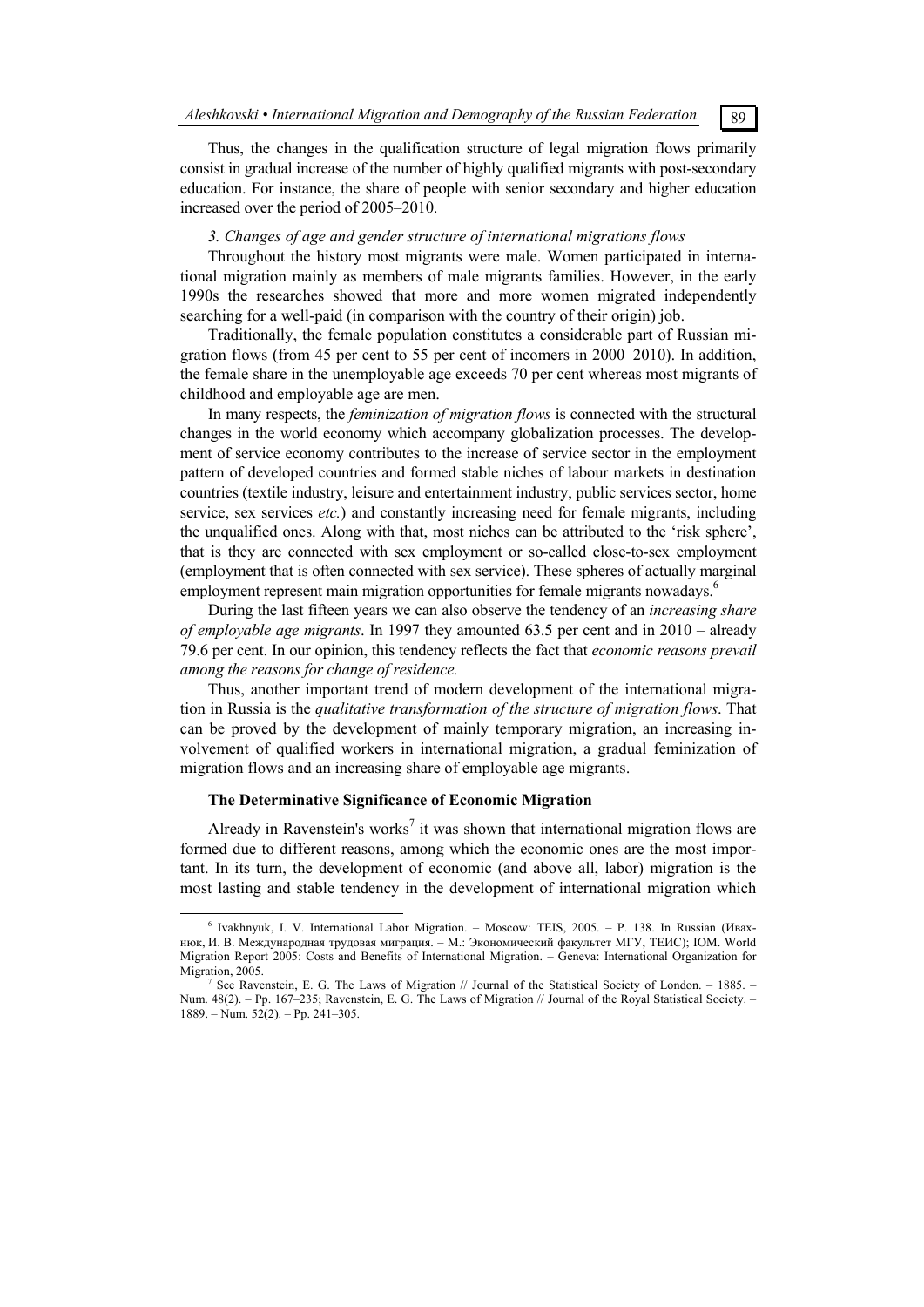Thus, the changes in the qualification structure of legal migration flows primarily consist in gradual increase of the number of highly qualified migrants with post-secondary education. For instance, the share of people with senior secondary and higher education increased over the period of 2005–2010.

*3. Changes of age and gender structure of international migrations flows*

Throughout the history most migrants were male. Women participated in international migration mainly as members of male migrants families. However, in the early 1990s the researches showed that more and more women migrated independently searching for a well-paid (in comparison with the country of their origin) job.

Traditionally, the female population constitutes a considerable part of Russian migration flows (from 45 per cent to 55 per cent of incomers in 2000–2010). In addition, the female share in the unemployable age exceeds 70 per cent whereas most migrants of childhood and employable age are men.

In many respects, the *feminization of migration flows* is connected with the structural changes in the world economy which accompany globalization processes. The development of service economy contributes to the increase of service sector in the employment pattern of developed countries and formed stable niches of labour markets in destination countries (textile industry, leisure and entertainment industry, public services sector, home service, sex services *etc.*) and constantly increasing need for female migrants, including the unqualified ones. Along with that, most niches can be attributed to the 'risk sphere', that is they are connected with sex employment or so-called close-to-sex employment (employment that is often connected with sex service). These spheres of actually marginal employment represent main migration opportunities for female migrants nowadays.[6]

During the last fifteen years we can also observe the tendency of an *increasing share of employable age migrants*. In 1997 they amounted 63.5 per cent and in 2010 – already 79.6 per cent. In our opinion, this tendency reflects the fact that *economic reasons prevail among the reasons for change of residence.*

Thus, another important trend of modern development of the international migration in Russia is the *qualitative transformation of the structure of migration flows*. That can be proved by the development of mainly temporary migration, an increasing involvement of qualified workers in international migration, a gradual feminization of migration flows and an increasing share of employable age migrants.

## The Determinative Significance of Economic Migration

Already in Ravenstein's works[7] it was shown that international migration flows are formed due to different reasons, among which the economic ones are the most important. In its turn, the development of economic (and above all, labor) migration is the most lasting and stable tendency in the development of international migration which

---

[6] Ivakhnyuk, I. V. International Labor Migration. – Moscow: TEIS, 2005. – P. 138. In Russian (Ивахнюк, И. В. Международная трудовая миграция. – М.: Экономический факультет МГУ, ТЕИС); IOM. World Migration Report 2005: Costs and Benefits of International Migration. – Geneva: International Organization for Migration, 2005.

[7] See Ravenstein, E. G. The Laws of Migration // Journal of the Statistical Society of London. – 1885. – Num. 48(2). – Pp. 167–235; Ravenstein, E. G. The Laws of Migration // Journal of the Royal Statistical Society. – 1889. – Num. 52(2). – Pp. 241–305.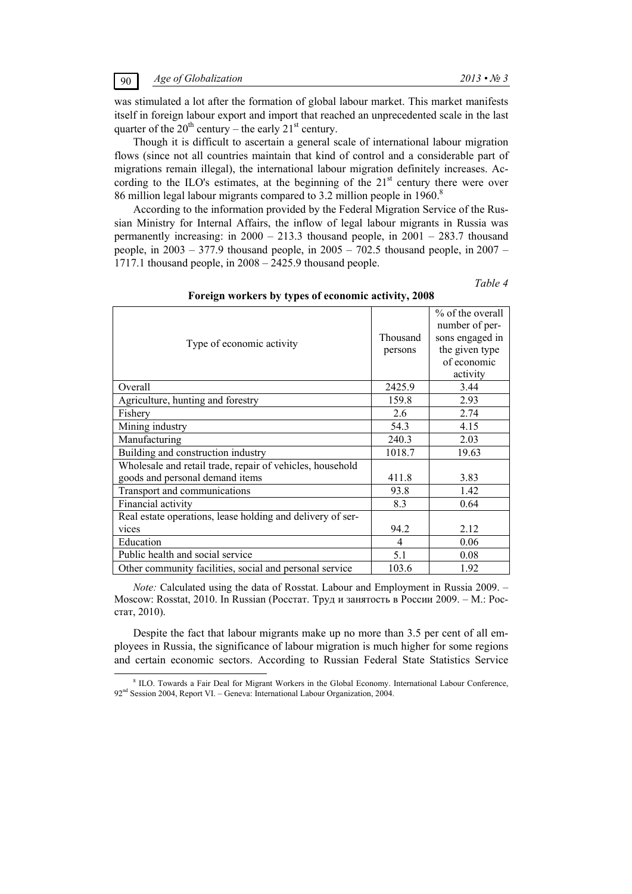was stimulated a lot after the formation of global labour market. This market manifests itself in foreign labour export and import that reached an unprecedented scale in the last quarter of the 20th century – the early 21st century.

Though it is difficult to ascertain a general scale of international labour migration flows (since not all countries maintain that kind of control and a considerable part of migrations remain illegal), the international labour migration definitely increases. According to the ILO's estimates, at the beginning of the 21st century there were over 86 million legal labour migrants compared to 3.2 million people in 1960.[8]

According to the information provided by the Federal Migration Service of the Russian Ministry for Internal Affairs, the inflow of legal labour migrants in Russia was permanently increasing: in 2000 – 213.3 thousand people, in 2001 – 283.7 thousand people, in 2003 – 377.9 thousand people, in 2005 – 702.5 thousand people, in 2007 – 1717.1 thousand people, in 2008 – 2425.9 thousand people.

*Table 4*

**Foreign workers by types of economic activity, 2008**

| Type of economic activity | Thousand persons | % of the overall number of persons engaged in the given type of economic activity |
|---|---|---|
| Overall | 2425.9 | 3.44 |
| Agriculture, hunting and forestry | 159.8 | 2.93 |
| Fishery | 2.6 | 2.74 |
| Mining industry | 54.3 | 4.15 |
| Manufacturing | 240.3 | 2.03 |
| Building and construction industry | 1018.7 | 19.63 |
| Wholesale and retail trade, repair of vehicles, household goods and personal demand items | 411.8 | 3.83 |
| Transport and communications | 93.8 | 1.42 |
| Financial activity | 8.3 | 0.64 |
| Real estate operations, lease holding and delivery of services | 94.2 | 2.12 |
| Education | 4 | 0.06 |
| Public health and social service | 5.1 | 0.08 |
| Other community facilities, social and personal service | 103.6 | 1.92 |

*Note:* Calculated using the data of Rosstat. Labour and Employment in Russia 2009. – Moscow: Rosstat, 2010. In Russian (Росстат. Труд и занятость в России 2009. – М.: Росстат, 2010).

Despite the fact that labour migrants make up no more than 3.5 per cent of all employees in Russia, the significance of labour migration is much higher for some regions and certain economic sectors. According to Russian Federal State Statistics Service

[8] ILO. Towards a Fair Deal for Migrant Workers in the Global Economy. International Labour Conference, 92nd Session 2004, Report VI. – Geneva: International Labour Organization, 2004.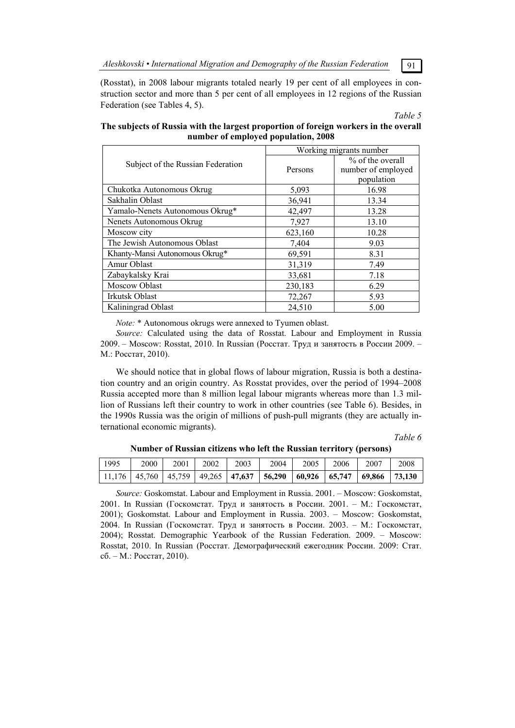(Rosstat), in 2008 labour migrants totaled nearly 19 per cent of all employees in construction sector and more than 5 per cent of all employees in 12 regions of the Russian Federation (see Tables 4, 5).

*Table 5*

**The subjects of Russia with the largest proportion of foreign workers in the overall number of employed population, 2008**

| Subject of the Russian Federation | Working migrants number | |
|---|---|---|
| | Persons | % of the overall number of employed population |
| Chukotka Autonomous Okrug | 5,093 | 16.98 |
| Sakhalin Oblast | 36,941 | 13.34 |
| Yamalo-Nenets Autonomous Okrug* | 42,497 | 13.28 |
| Nenets Autonomous Okrug | 7,927 | 13.10 |
| Moscow city | 623,160 | 10.28 |
| The Jewish Autonomous Oblast | 7,404 | 9.03 |
| Khanty-Mansi Autonomous Okrug* | 69,591 | 8.31 |
| Amur Oblast | 31,319 | 7.49 |
| Zabaykalsky Krai | 33,681 | 7.18 |
| Moscow Oblast | 230,183 | 6.29 |
| Irkutsk Oblast | 72,267 | 5.93 |
| Kaliningrad Oblast | 24,510 | 5.00 |

*Note:* * Autonomous okrugs were annexed to Tyumen oblast.

*Source:* Calculated using the data of Rosstat. Labour and Employment in Russia 2009. – Moscow: Rosstat, 2010. In Russian (Росстат. Труд и занятость в России 2009. – М.: Росстат, 2010).

We should notice that in global flows of labour migration, Russia is both a destination country and an origin country. As Rosstat provides, over the period of 1994–2008 Russia accepted more than 8 million legal labour migrants whereas more than 1.3 million of Russians left their country to work in other countries (see Table 6). Besides, in the 1990s Russia was the origin of millions of push-pull migrants (they are actually international economic migrants).

*Table 6*

**Number of Russian citizens who left the Russian territory (persons)**

| 1995 | 2000 | 2001 | 2002 | 2003 | 2004 | 2005 | 2006 | 2007 | 2008 |
|---|---|---|---|---|---|---|---|---|---|
| 11,176 | 45,760 | 45,759 | 49,265 | **47,637** | **56,290** | **60,926** | **65,747** | **69,866** | **73,130** |

*Source:* Goskomstat. Labour and Employment in Russia. 2001. – Moscow: Goskomstat, 2001. In Russian (Госкомстат. Труд и занятость в России. 2001. – М.: Госкомстат, 2001); Goskomstat. Labour and Employment in Russia. 2003. – Moscow: Goskomstat, 2004. In Russian (Госкомстат. Труд и занятость в России. 2003. – М.: Госкомстат, 2004); Rosstat. Demographic Yearbook of the Russian Federation. 2009. – Moscow: Rosstat, 2010. In Russian (Росстат. Демографический ежегодник России. 2009: Стат. сб. – М.: Росстат, 2010).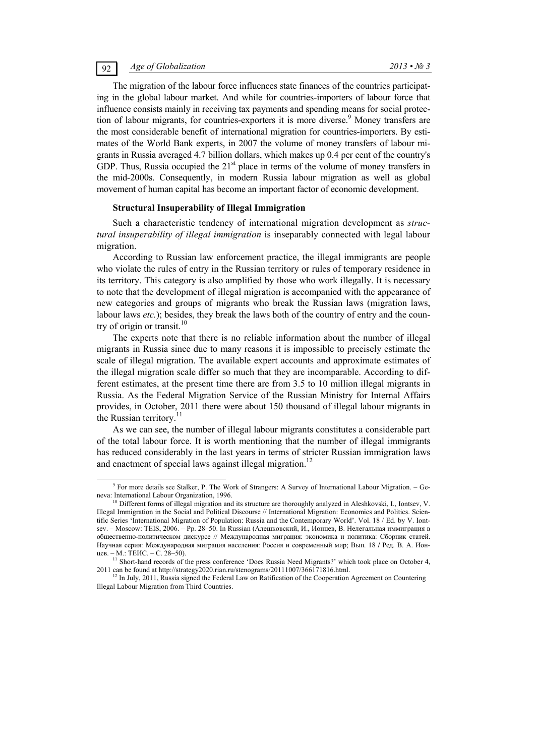The migration of the labour force influences state finances of the countries participating in the global labour market. And while for countries-importers of labour force that influence consists mainly in receiving tax payments and spending means for social protection of labour migrants, for countries-exporters it is more diverse.[9] Money transfers are the most considerable benefit of international migration for countries-importers. By estimates of the World Bank experts, in 2007 the volume of money transfers of labour migrants in Russia averaged 4.7 billion dollars, which makes up 0.4 per cent of the country's GDP. Thus, Russia occupied the 21st place in terms of the volume of money transfers in the mid-2000s. Consequently, in modern Russia labour migration as well as global movement of human capital has become an important factor of economic development.

**Structural Insuperability of Illegal Immigration**

Such a characteristic tendency of international migration development as *structural insuperability of illegal immigration* is inseparably connected with legal labour migration.

According to Russian law enforcement practice, the illegal immigrants are people who violate the rules of entry in the Russian territory or rules of temporary residence in its territory. This category is also amplified by those who work illegally. It is necessary to note that the development of illegal migration is accompanied with the appearance of new categories and groups of migrants who break the Russian laws (migration laws, labour laws *etc.*); besides, they break the laws both of the country of entry and the country of origin or transit.[10]

The experts note that there is no reliable information about the number of illegal migrants in Russia since due to many reasons it is impossible to precisely estimate the scale of illegal migration. The available expert accounts and approximate estimates of the illegal migration scale differ so much that they are incomparable. According to different estimates, at the present time there are from 3.5 to 10 million illegal migrants in Russia. As the Federal Migration Service of the Russian Ministry for Internal Affairs provides, in October, 2011 there were about 150 thousand of illegal labour migrants in the Russian territory.[11]

As we can see, the number of illegal labour migrants constitutes a considerable part of the total labour force. It is worth mentioning that the number of illegal immigrants has reduced considerably in the last years in terms of stricter Russian immigration laws and enactment of special laws against illegal migration.[12]

---

[9] For more details see Stalker, P. The Work of Strangers: A Survey of International Labour Migration. – Geneva: International Labour Organization, 1996.

[10] Different forms of illegal migration and its structure are thoroughly analyzed in Aleshkovski, I., Iontsev, V. Illegal Immigration in the Social and Political Discourse // International Migration: Economics and Politics. Scientific Series 'International Migration of Population: Russia and the Contemporary World'. Vol. 18 / Ed. by V. Iontsev. – Moscow: TEIS, 2006. – Pp. 28–50. In Russian (Алешковский, И., Ионцев, В. Нелегальная иммиграция в общественно-политическом дискурсе // Международная миграция: экономика и политика: Сборник статей. Научная серия: Международная миграция населения: Россия и современный мир; Вып. 18 / Ред. В. А. Ионцев. – М.: ТЕИС. – С. 28–50).

[11] Short-hand records of the press conference 'Does Russia Need Migrants?' which took place on October 4, 2011 can be found at http://strategy2020.rian.ru/stenograms/20111007/366171816.html.

[12] In July, 2011, Russia signed the Federal Law on Ratification of the Cooperation Agreement on Countering Illegal Labour Migration from Third Countries.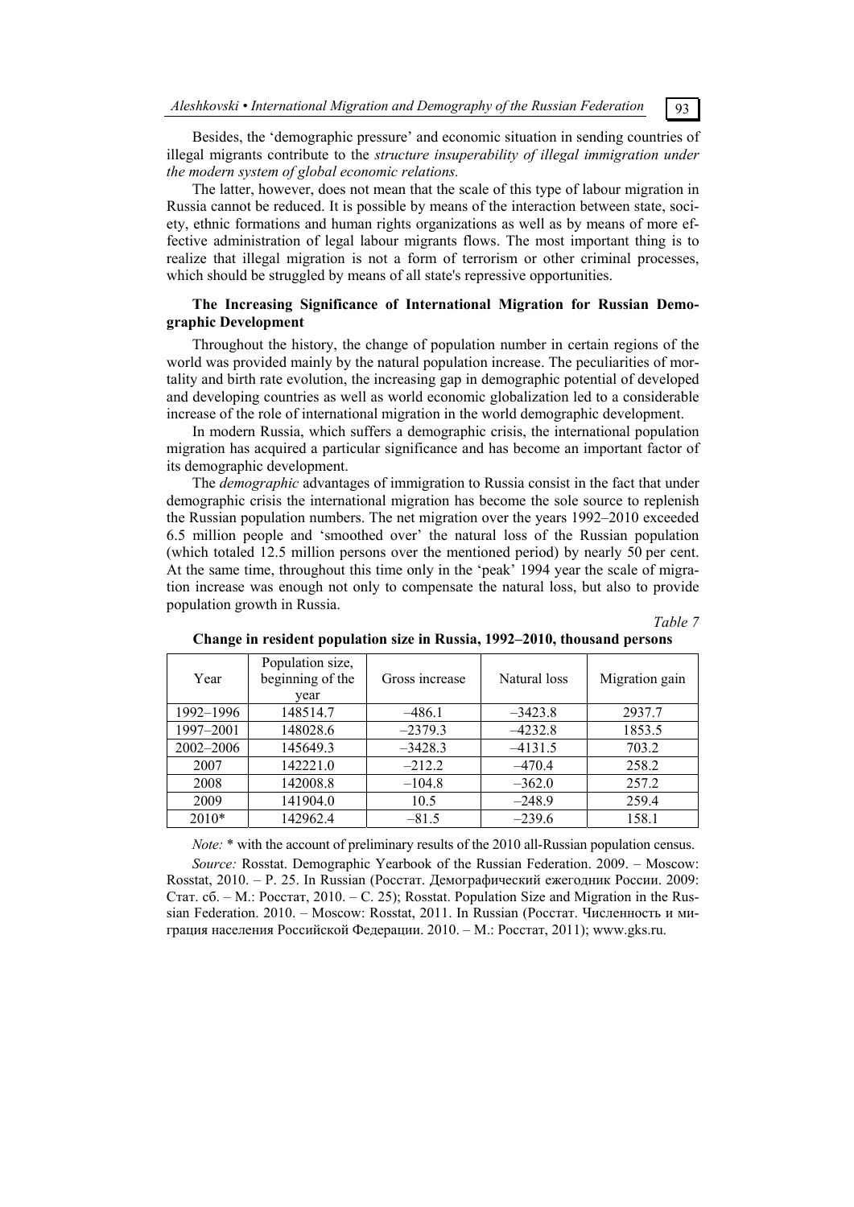Besides, the 'demographic pressure' and economic situation in sending countries of illegal migrants contribute to the *structure insuperability of illegal immigration under the modern system of global economic relations.*

The latter, however, does not mean that the scale of this type of labour migration in Russia cannot be reduced. It is possible by means of the interaction between state, society, ethnic formations and human rights organizations as well as by means of more effective administration of legal labour migrants flows. The most important thing is to realize that illegal migration is not a form of terrorism or other criminal processes, which should be struggled by means of all state's repressive opportunities.

### The Increasing Significance of International Migration for Russian Demographic Development

Throughout the history, the change of population number in certain regions of the world was provided mainly by the natural population increase. The peculiarities of mortality and birth rate evolution, the increasing gap in demographic potential of developed and developing countries as well as world economic globalization led to a considerable increase of the role of international migration in the world demographic development.

In modern Russia, which suffers a demographic crisis, the international population migration has acquired a particular significance and has become an important factor of its demographic development.

The *demographic* advantages of immigration to Russia consist in the fact that under demographic crisis the international migration has become the sole source to replenish the Russian population numbers. The net migration over the years 1992–2010 exceeded 6.5 million people and 'smoothed over' the natural loss of the Russian population (which totaled 12.5 million persons over the mentioned period) by nearly 50 per cent. At the same time, throughout this time only in the 'peak' 1994 year the scale of migration increase was enough not only to compensate the natural loss, but also to provide population growth in Russia.

*Table 7*

**Change in resident population size in Russia, 1992–2010, thousand persons**

| Year | Population size, beginning of the year | Gross increase | Natural loss | Migration gain |
|---|---|---|---|---|
| 1992–1996 | 148514.7 | –486.1 | –3423.8 | 2937.7 |
| 1997–2001 | 148028.6 | –2379.3 | –4232.8 | 1853.5 |
| 2002–2006 | 145649.3 | –3428.3 | –4131.5 | 703.2 |
| 2007 | 142221.0 | –212.2 | –470.4 | 258.2 |
| 2008 | 142008.8 | –104.8 | –362.0 | 257.2 |
| 2009 | 141904.0 | 10.5 | –248.9 | 259.4 |
| 2010* | 142962.4 | –81.5 | –239.6 | 158.1 |

*Note:* * with the account of preliminary results of the 2010 all-Russian population census.

*Source:* Rosstat. Demographic Yearbook of the Russian Federation. 2009. – Moscow: Rosstat, 2010. – P. 25. In Russian (Росстат. Демографический ежегодник России. 2009: Стат. сб. – М.: Росстат, 2010. – С. 25); Rosstat. Population Size and Migration in the Russian Federation. 2010. – Moscow: Rosstat, 2011. In Russian (Росстат. Численность и миграция населения Российской Федерации. 2010. – М.: Росстат, 2011); www.gks.ru.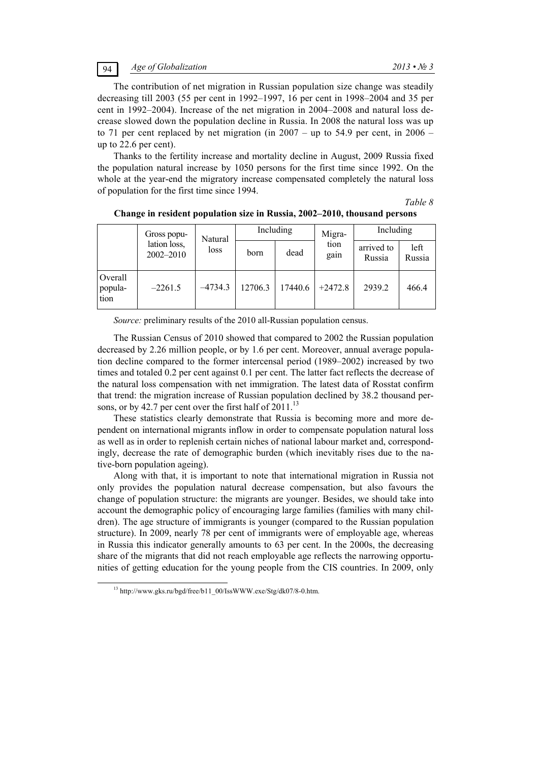The contribution of net migration in Russian population size change was steadily decreasing till 2003 (55 per cent in 1992–1997, 16 per cent in 1998–2004 and 35 per cent in 1992–2004). Increase of the net migration in 2004–2008 and natural loss decrease slowed down the population decline in Russia. In 2008 the natural loss was up to 71 per cent replaced by net migration (in 2007 – up to 54.9 per cent, in 2006 – up to 22.6 per cent).

Thanks to the fertility increase and mortality decline in August, 2009 Russia fixed the population natural increase by 1050 persons for the first time since 1992. On the whole at the year-end the migratory increase compensated completely the natural loss of population for the first time since 1994.

*Table 8*

**Change in resident population size in Russia, 2002–2010, thousand persons**

| | Gross population loss, 2002–2010 | Natural loss | Including | | Migration gain | Including | |
|---|---|---|---|---|---|---|---|
| | | | born | dead | | arrived to Russia | left Russia |
| Overall population | –2261.5 | –4734.3 | 12706.3 | 17440.6 | +2472.8 | 2939.2 | 466.4 |

*Source:* preliminary results of the 2010 all-Russian population census.

The Russian Census of 2010 showed that compared to 2002 the Russian population decreased by 2.26 million people, or by 1.6 per cent. Moreover, annual average population decline compared to the former intercensal period (1989–2002) increased by two times and totaled 0.2 per cent against 0.1 per cent. The latter fact reflects the decrease of the natural loss compensation with net immigration. The latest data of Rosstat confirm that trend: the migration increase of Russian population declined by 38.2 thousand persons, or by 42.7 per cent over the first half of 2011.[13]

These statistics clearly demonstrate that Russia is becoming more and more dependent on international migrants inflow in order to compensate population natural loss as well as in order to replenish certain niches of national labour market and, correspondingly, decrease the rate of demographic burden (which inevitably rises due to the native-born population ageing).

Along with that, it is important to note that international migration in Russia not only provides the population natural decrease compensation, but also favours the change of population structure: the migrants are younger. Besides, we should take into account the demographic policy of encouraging large families (families with many children). The age structure of immigrants is younger (compared to the Russian population structure). In 2009, nearly 78 per cent of immigrants were of employable age, whereas in Russia this indicator generally amounts to 63 per cent. In the 2000s, the decreasing share of the migrants that did not reach employable age reflects the narrowing opportunities of getting education for the young people from the CIS countries. In 2009, only

[13] http://www.gks.ru/bgd/free/b11_00/IssWWW.exe/Stg/dk07/8-0.htm.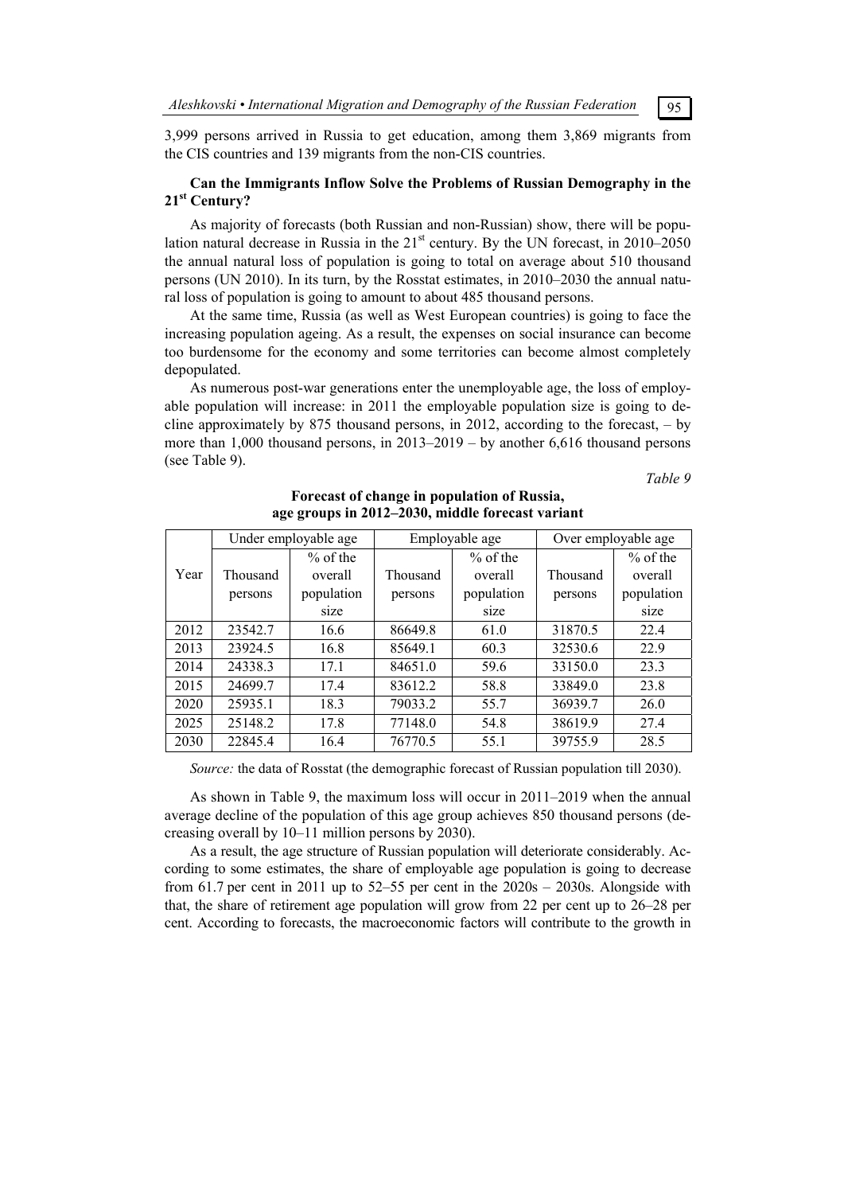3,999 persons arrived in Russia to get education, among them 3,869 migrants from the CIS countries and 139 migrants from the non-CIS countries.

**Can the Immigrants Inflow Solve the Problems of Russian Demography in the 21st Century?**

As majority of forecasts (both Russian and non-Russian) show, there will be population natural decrease in Russia in the 21st century. By the UN forecast, in 2010–2050 the annual natural loss of population is going to total on average about 510 thousand persons (UN 2010). In its turn, by the Rosstat estimates, in 2010–2030 the annual natural loss of population is going to amount to about 485 thousand persons.

At the same time, Russia (as well as West European countries) is going to face the increasing population ageing. As a result, the expenses on social insurance can become too burdensome for the economy and some territories can become almost completely depopulated.

As numerous post-war generations enter the unemployable age, the loss of employable population will increase: in 2011 the employable population size is going to decline approximately by 875 thousand persons, in 2012, according to the forecast, – by more than 1,000 thousand persons, in 2013–2019 – by another 6,616 thousand persons (see Table 9).

*Table 9*

**Forecast of change in population of Russia, age groups in 2012–2030, middle forecast variant**

| Year | Under employable age | | Employable age | | Over employable age | |
|---|---|---|---|---|---|---|
| | Thousand persons | % of the overall population size | Thousand persons | % of the overall population size | Thousand persons | % of the overall population size |
| 2012 | 23542.7 | 16.6 | 86649.8 | 61.0 | 31870.5 | 22.4 |
| 2013 | 23924.5 | 16.8 | 85649.1 | 60.3 | 32530.6 | 22.9 |
| 2014 | 24338.3 | 17.1 | 84651.0 | 59.6 | 33150.0 | 23.3 |
| 2015 | 24699.7 | 17.4 | 83612.2 | 58.8 | 33849.0 | 23.8 |
| 2020 | 25935.1 | 18.3 | 79033.2 | 55.7 | 36939.7 | 26.0 |
| 2025 | 25148.2 | 17.8 | 77148.0 | 54.8 | 38619.9 | 27.4 |
| 2030 | 22845.4 | 16.4 | 76770.5 | 55.1 | 39755.9 | 28.5 |

*Source:* the data of Rosstat (the demographic forecast of Russian population till 2030).

As shown in Table 9, the maximum loss will occur in 2011–2019 when the annual average decline of the population of this age group achieves 850 thousand persons (decreasing overall by 10–11 million persons by 2030).

As a result, the age structure of Russian population will deteriorate considerably. According to some estimates, the share of employable age population is going to decrease from 61.7 per cent in 2011 up to 52–55 per cent in the 2020s – 2030s. Alongside with that, the share of retirement age population will grow from 22 per cent up to 26–28 per cent. According to forecasts, the macroeconomic factors will contribute to the growth in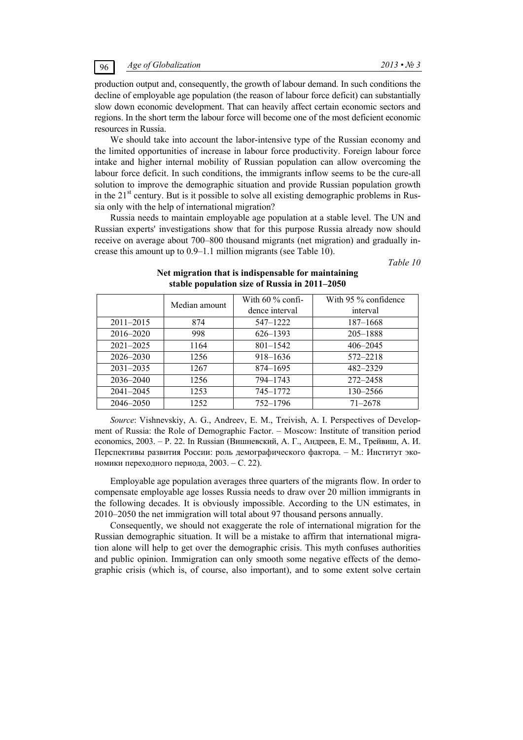production output and, consequently, the growth of labour demand. In such conditions the decline of employable age population (the reason of labour force deficit) can substantially slow down economic development. That can heavily affect certain economic sectors and regions. In the short term the labour force will become one of the most deficient economic resources in Russia.

We should take into account the labor-intensive type of the Russian economy and the limited opportunities of increase in labour force productivity. Foreign labour force intake and higher internal mobility of Russian population can allow overcoming the labour force deficit. In such conditions, the immigrants inflow seems to be the cure-all solution to improve the demographic situation and provide Russian population growth in the 21st century. But is it possible to solve all existing demographic problems in Russia only with the help of international migration?

Russia needs to maintain employable age population at a stable level. The UN and Russian experts' investigations show that for this purpose Russia already now should receive on average about 700–800 thousand migrants (net migration) and gradually increase this amount up to 0.9–1.1 million migrants (see Table 10).

*Table 10*

**Net migration that is indispensable for maintaining stable population size of Russia in 2011–2050**

| | Median amount | With 60 % confidence interval | With 95 % confidence interval |
|---|---|---|---|
| 2011–2015 | 874 | 547–1222 | 187–1668 |
| 2016–2020 | 998 | 626–1393 | 205–1888 |
| 2021–2025 | 1164 | 801–1542 | 406–2045 |
| 2026–2030 | 1256 | 918–1636 | 572–2218 |
| 2031–2035 | 1267 | 874–1695 | 482–2329 |
| 2036–2040 | 1256 | 794–1743 | 272–2458 |
| 2041–2045 | 1253 | 745–1772 | 130–2566 |
| 2046–2050 | 1252 | 752–1796 | 71–2678 |

*Source*: Vishnevskiy, A. G., Andreev, E. M., Treivish, A. I. Perspectives of Development of Russia: the Role of Demographic Factor. – Moscow: Institute of transition period economics, 2003. – P. 22. In Russian (Вишневский, А. Г., Андреев, Е. М., Трейвиш, А. И. Перспективы развития России: роль демографического фактора. – М.: Институт экономики переходного периода, 2003. – С. 22).

Employable age population averages three quarters of the migrants flow. In order to compensate employable age losses Russia needs to draw over 20 million immigrants in the following decades. It is obviously impossible. According to the UN estimates, in 2010–2050 the net immigration will total about 97 thousand persons annually.

Consequently, we should not exaggerate the role of international migration for the Russian demographic situation. It will be a mistake to affirm that international migration alone will help to get over the demographic crisis. This myth confuses authorities and public opinion. Immigration can only smooth some negative effects of the demographic crisis (which is, of course, also important), and to some extent solve certain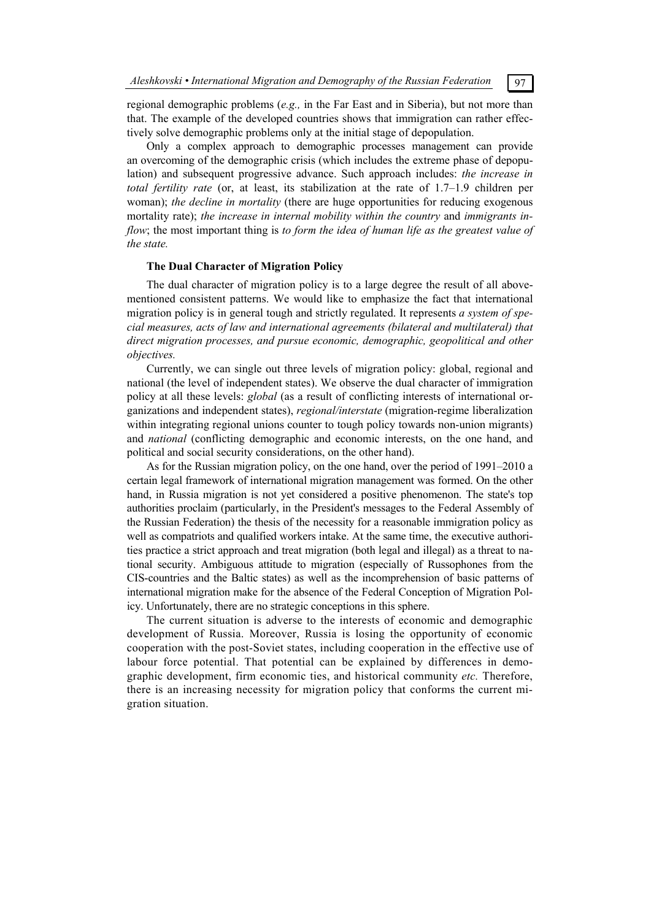regional demographic problems (*e.g.,* in the Far East and in Siberia), but not more than that. The example of the developed countries shows that immigration can rather effectively solve demographic problems only at the initial stage of depopulation.

Only a complex approach to demographic processes management can provide an overcoming of the demographic crisis (which includes the extreme phase of depopulation) and subsequent progressive advance. Such approach includes: *the increase in total fertility rate* (or, at least, its stabilization at the rate of 1.7–1.9 children per woman); *the decline in mortality* (there are huge opportunities for reducing exogenous mortality rate); *the increase in internal mobility within the country* and *immigrants inflow*; the most important thing is *to form the idea of human life as the greatest value of the state.*

### The Dual Character of Migration Policy

The dual character of migration policy is to a large degree the result of all above-mentioned consistent patterns. We would like to emphasize the fact that international migration policy is in general tough and strictly regulated. It represents *a system of special measures, acts of law and international agreements (bilateral and multilateral) that direct migration processes, and pursue economic, demographic, geopolitical and other objectives.*

Currently, we can single out three levels of migration policy: global, regional and national (the level of independent states). We observe the dual character of immigration policy at all these levels: *global* (as a result of conflicting interests of international organizations and independent states), *regional/interstate* (migration-regime liberalization within integrating regional unions counter to tough policy towards non-union migrants) and *national* (conflicting demographic and economic interests, on the one hand, and political and social security considerations, on the other hand).

As for the Russian migration policy, on the one hand, over the period of 1991–2010 a certain legal framework of international migration management was formed. On the other hand, in Russia migration is not yet considered a positive phenomenon. The state's top authorities proclaim (particularly, in the President's messages to the Federal Assembly of the Russian Federation) the thesis of the necessity for a reasonable immigration policy as well as compatriots and qualified workers intake. At the same time, the executive authorities practice a strict approach and treat migration (both legal and illegal) as a threat to national security. Ambiguous attitude to migration (especially of Russophones from the CIS-countries and the Baltic states) as well as the incomprehension of basic patterns of international migration make for the absence of the Federal Conception of Migration Policy. Unfortunately, there are no strategic conceptions in this sphere.

The current situation is adverse to the interests of economic and demographic development of Russia. Moreover, Russia is losing the opportunity of economic cooperation with the post-Soviet states, including cooperation in the effective use of labour force potential. That potential can be explained by differences in demographic development, firm economic ties, and historical community *etc.* Therefore, there is an increasing necessity for migration policy that conforms the current migration situation.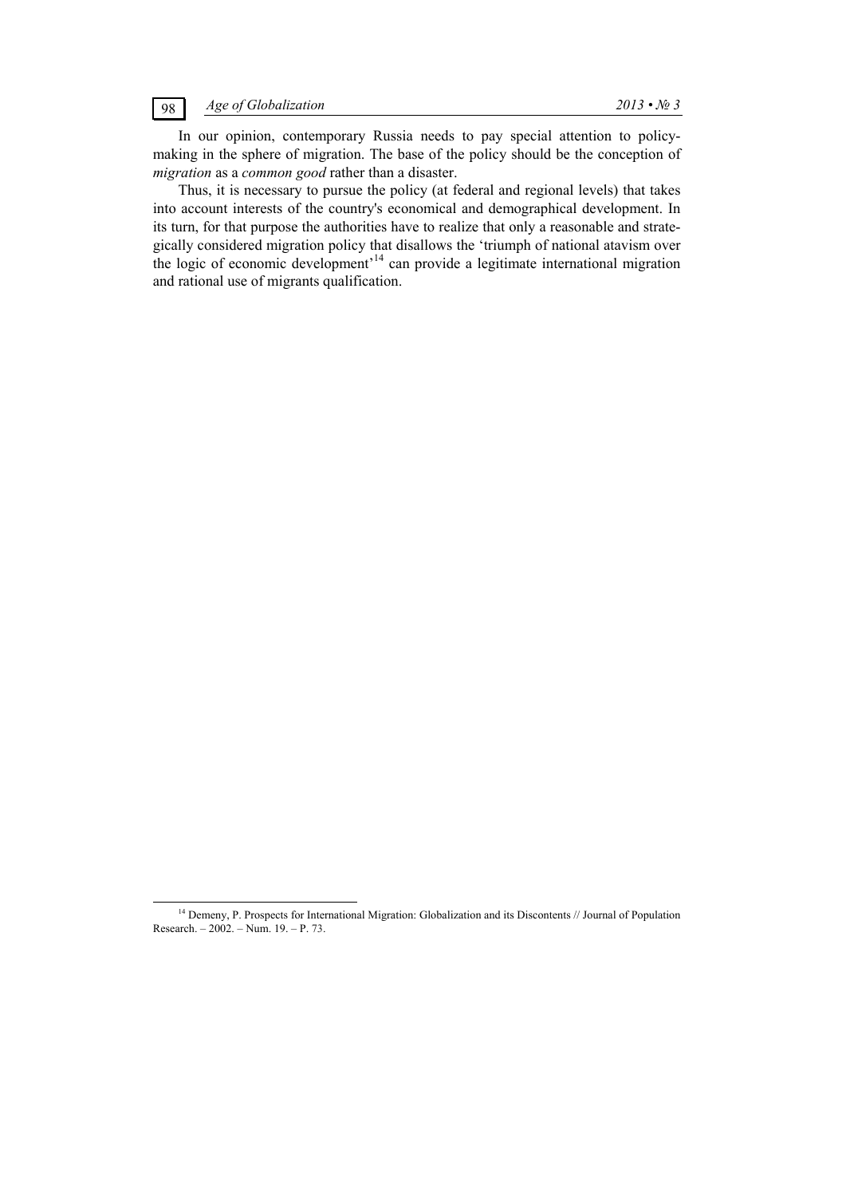In our opinion, contemporary Russia needs to pay special attention to policy-making in the sphere of migration. The base of the policy should be the conception of *migration* as a *common good* rather than a disaster.

Thus, it is necessary to pursue the policy (at federal and regional levels) that takes into account interests of the country's economical and demographical development. In its turn, for that purpose the authorities have to realize that only a reasonable and strategically considered migration policy that disallows the 'triumph of national atavism over the logic of economic development'[14] can provide a legitimate international migration and rational use of migrants qualification.

---

[14] Demeny, P. Prospects for International Migration: Globalization and its Discontents // Journal of Population Research. – 2002. – Num. 19. – P. 73.